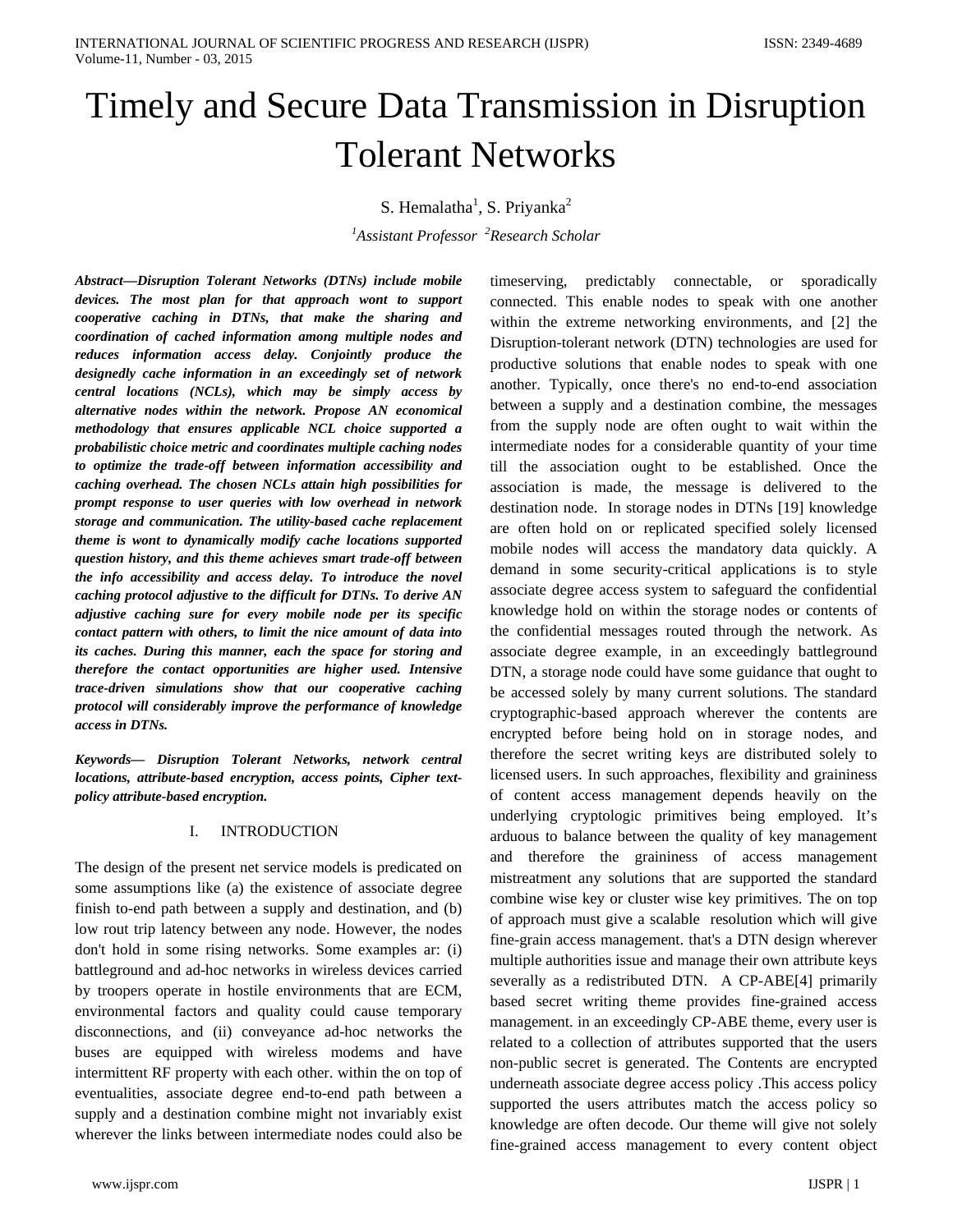# Timely and Secure Data Transmission in Disruption Tolerant Networks

S. Hemalatha[1], S. Priyanka[2]

[1]*Assistant Professor* [2]*Research Scholar*

***Abstract*—*Disruption Tolerant Networks (DTNs) include mobile devices. The most plan for that approach wont to support cooperative caching in DTNs, that make the sharing and coordination of cached information among multiple nodes and reduces information access delay. Conjointly produce the designedly cache information in an exceedingly set of network central locations (NCLs), which may be simply access by alternative nodes within the network. Propose AN economical methodology that ensures applicable NCL choice supported a probabilistic choice metric and coordinates multiple caching nodes to optimize the trade-off between information accessibility and caching overhead. The chosen NCLs attain high possibilities for prompt response to user queries with low overhead in network storage and communication. The utility-based cache replacement theme is wont to dynamically modify cache locations supported question history, and this theme achieves smart trade-off between the info accessibility and access delay. To introduce the novel caching protocol adjustive to the difficult for DTNs. To derive AN adjustive caching sure for every mobile node per its specific contact pattern with others, to limit the nice amount of data into its caches. During this manner, each the space for storing and therefore the contact opportunities are higher used. Intensive trace-driven simulations show that our cooperative caching protocol will considerably improve the performance of knowledge access in DTNs.***

***Keywords*— *Disruption Tolerant Networks, network central locations, attribute-based encryption, access points, Cipher text-policy attribute-based encryption.***

## I. INTRODUCTION

The design of the present net service models is predicated on some assumptions like (a) the existence of associate degree finish to-end path between a supply and destination, and (b) low rout trip latency between any node. However, the nodes don't hold in some rising networks. Some examples ar: (i) battleground and ad-hoc networks in wireless devices carried by troopers operate in hostile environments that are ECM, environmental factors and quality could cause temporary disconnections, and (ii) conveyance ad-hoc networks the buses are equipped with wireless modems and have intermittent RF property with each other. within the on top of eventualities, associate degree end-to-end path between a supply and a destination combine might not invariably exist wherever the links between intermediate nodes could also be timeserving, predictably connectable, or sporadically connected. This enable nodes to speak with one another within the extreme networking environments, and [2] the Disruption-tolerant network (DTN) technologies are used for productive solutions that enable nodes to speak with one another. Typically, once there's no end-to-end association between a supply and a destination combine, the messages from the supply node are often ought to wait within the intermediate nodes for a considerable quantity of your time till the association ought to be established. Once the association is made, the message is delivered to the destination node. In storage nodes in DTNs [19] knowledge are often hold on or replicated specified solely licensed mobile nodes will access the mandatory data quickly. A demand in some security-critical applications is to style associate degree access system to safeguard the confidential knowledge hold on within the storage nodes or contents of the confidential messages routed through the network. As associate degree example, in an exceedingly battleground DTN, a storage node could have some guidance that ought to be accessed solely by many current solutions. The standard cryptographic-based approach wherever the contents are encrypted before being hold on in storage nodes, and therefore the secret writing keys are distributed solely to licensed users. In such approaches, flexibility and graininess of content access management depends heavily on the underlying cryptologic primitives being employed. It's arduous to balance between the quality of key management and therefore the graininess of access management mistreatment any solutions that are supported the standard combine wise key or cluster wise key primitives. The on top of approach must give a scalable resolution which will give fine-grain access management. that's a DTN design wherever multiple authorities issue and manage their own attribute keys severally as a redistributed DTN. A CP-ABE[4] primarily based secret writing theme provides fine-grained access management. in an exceedingly CP-ABE theme, every user is related to a collection of attributes supported that the users non-public secret is generated. The Contents are encrypted underneath associate degree access policy .This access policy supported the users attributes match the access policy so knowledge are often decode. Our theme will give not solely fine-grained access management to every content object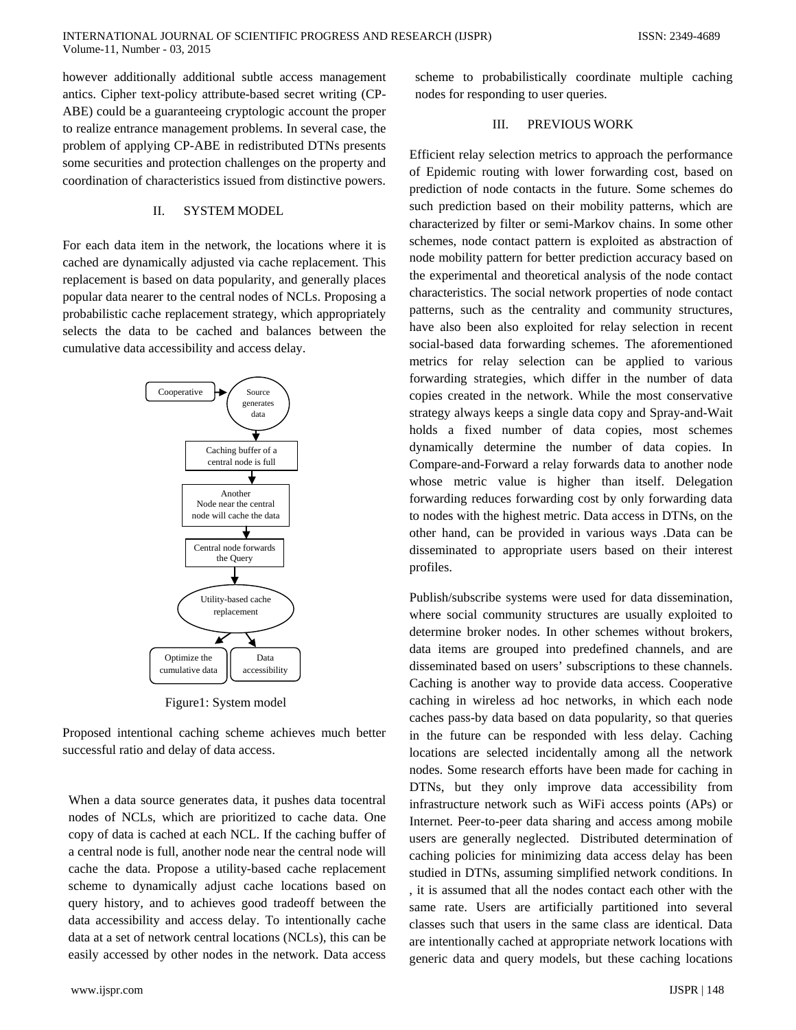however additionally additional subtle access management antics. Cipher text-policy attribute-based secret writing (CP-ABE) could be a guaranteeing cryptologic account the proper to realize entrance management problems. In several case, the problem of applying CP-ABE in redistributed DTNs presents some securities and protection challenges on the property and coordination of characteristics issued from distinctive powers.

## II. SYSTEM MODEL

For each data item in the network, the locations where it is cached are dynamically adjusted via cache replacement. This replacement is based on data popularity, and generally places popular data nearer to the central nodes of NCLs. Proposing a probabilistic cache replacement strategy, which appropriately selects the data to be cached and balances between the cumulative data accessibility and access delay.

Figure1: System model

Proposed intentional caching scheme achieves much better successful ratio and delay of data access.

When a data source generates data, it pushes data tocentral nodes of NCLs, which are prioritized to cache data. One copy of data is cached at each NCL. If the caching buffer of a central node is full, another node near the central node will cache the data. Propose a utility-based cache replacement scheme to dynamically adjust cache locations based on query history, and to achieves good tradeoff between the data accessibility and access delay. To intentionally cache data at a set of network central locations (NCLs), this can be easily accessed by other nodes in the network. Data access scheme to probabilistically coordinate multiple caching nodes for responding to user queries.

## III. PREVIOUS WORK

Efficient relay selection metrics to approach the performance of Epidemic routing with lower forwarding cost, based on prediction of node contacts in the future. Some schemes do such prediction based on their mobility patterns, which are characterized by filter or semi-Markov chains. In some other schemes, node contact pattern is exploited as abstraction of node mobility pattern for better prediction accuracy based on the experimental and theoretical analysis of the node contact characteristics. The social network properties of node contact patterns, such as the centrality and community structures, have also been also exploited for relay selection in recent social-based data forwarding schemes. The aforementioned metrics for relay selection can be applied to various forwarding strategies, which differ in the number of data copies created in the network. While the most conservative strategy always keeps a single data copy and Spray-and-Wait holds a fixed number of data copies, most schemes dynamically determine the number of data copies. In Compare-and-Forward a relay forwards data to another node whose metric value is higher than itself. Delegation forwarding reduces forwarding cost by only forwarding data to nodes with the highest metric. Data access in DTNs, on the other hand, can be provided in various ways .Data can be disseminated to appropriate users based on their interest profiles.

Publish/subscribe systems were used for data dissemination, where social community structures are usually exploited to determine broker nodes. In other schemes without brokers, data items are grouped into predefined channels, and are disseminated based on users' subscriptions to these channels. Caching is another way to provide data access. Cooperative caching in wireless ad hoc networks, in which each node caches pass-by data based on data popularity, so that queries in the future can be responded with less delay. Caching locations are selected incidentally among all the network nodes. Some research efforts have been made for caching in DTNs, but they only improve data accessibility from infrastructure network such as WiFi access points (APs) or Internet. Peer-to-peer data sharing and access among mobile users are generally neglected. Distributed determination of caching policies for minimizing data access delay has been studied in DTNs, assuming simplified network conditions. In , it is assumed that all the nodes contact each other with the same rate. Users are artificially partitioned into several classes such that users in the same class are identical. Data are intentionally cached at appropriate network locations with generic data and query models, but these caching locations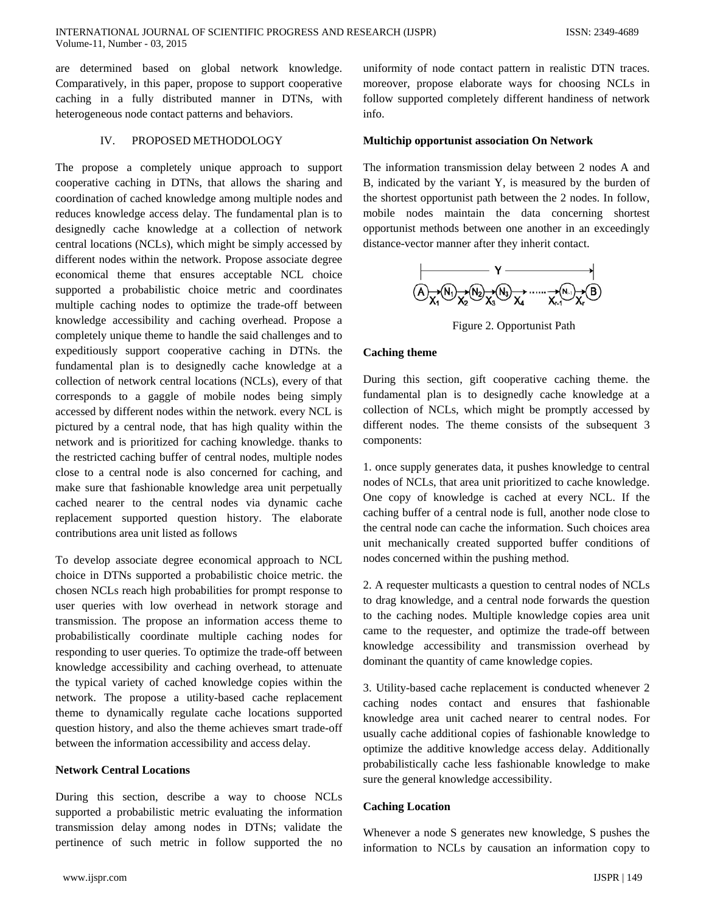are determined based on global network knowledge. Comparatively, in this paper, propose to support cooperative caching in a fully distributed manner in DTNs, with heterogeneous node contact patterns and behaviors.

## IV. PROPOSED METHODOLOGY

The propose a completely unique approach to support cooperative caching in DTNs, that allows the sharing and coordination of cached knowledge among multiple nodes and reduces knowledge access delay. The fundamental plan is to designedly cache knowledge at a collection of network central locations (NCLs), which might be simply accessed by different nodes within the network. Propose associate degree economical theme that ensures acceptable NCL choice supported a probabilistic choice metric and coordinates multiple caching nodes to optimize the trade-off between knowledge accessibility and caching overhead. Propose a completely unique theme to handle the said challenges and to expeditiously support cooperative caching in DTNs. the fundamental plan is to designedly cache knowledge at a collection of network central locations (NCLs), every of that corresponds to a gaggle of mobile nodes being simply accessed by different nodes within the network. every NCL is pictured by a central node, that has high quality within the network and is prioritized for caching knowledge. thanks to the restricted caching buffer of central nodes, multiple nodes close to a central node is also concerned for caching, and make sure that fashionable knowledge area unit perpetually cached nearer to the central nodes via dynamic cache replacement supported question history. The elaborate contributions area unit listed as follows

To develop associate degree economical approach to NCL choice in DTNs supported a probabilistic choice metric. the chosen NCLs reach high probabilities for prompt response to user queries with low overhead in network storage and transmission. The propose an information access theme to probabilistically coordinate multiple caching nodes for responding to user queries. To optimize the trade-off between knowledge accessibility and caching overhead, to attenuate the typical variety of cached knowledge copies within the network. The propose a utility-based cache replacement theme to dynamically regulate cache locations supported question history, and also the theme achieves smart trade-off between the information accessibility and access delay.

**Network Central Locations**

During this section, describe a way to choose NCLs supported a probabilistic metric evaluating the information transmission delay among nodes in DTNs; validate the pertinence of such metric in follow supported the no uniformity of node contact pattern in realistic DTN traces. moreover, propose elaborate ways for choosing NCLs in follow supported completely different handiness of network info.

**Multichip opportunist association On Network**

The information transmission delay between 2 nodes A and B, indicated by the variant Y, is measured by the burden of the shortest opportunist path between the 2 nodes. In follow, mobile nodes maintain the data concerning shortest opportunist methods between one another in an exceedingly distance-vector manner after they inherit contact.

Figure 2. Opportunist Path

**Caching theme**

During this section, gift cooperative caching theme. the fundamental plan is to designedly cache knowledge at a collection of NCLs, which might be promptly accessed by different nodes. The theme consists of the subsequent 3 components:

1. once supply generates data, it pushes knowledge to central nodes of NCLs, that area unit prioritized to cache knowledge. One copy of knowledge is cached at every NCL. If the caching buffer of a central node is full, another node close to the central node can cache the information. Such choices area unit mechanically created supported buffer conditions of nodes concerned within the pushing method.

2. A requester multicasts a question to central nodes of NCLs to drag knowledge, and a central node forwards the question to the caching nodes. Multiple knowledge copies area unit came to the requester, and optimize the trade-off between knowledge accessibility and transmission overhead by dominant the quantity of came knowledge copies.

3. Utility-based cache replacement is conducted whenever 2 caching nodes contact and ensures that fashionable knowledge area unit cached nearer to central nodes. For usually cache additional copies of fashionable knowledge to optimize the additive knowledge access delay. Additionally probabilistically cache less fashionable knowledge to make sure the general knowledge accessibility.

**Caching Location**

Whenever a node S generates new knowledge, S pushes the information to NCLs by causation an information copy to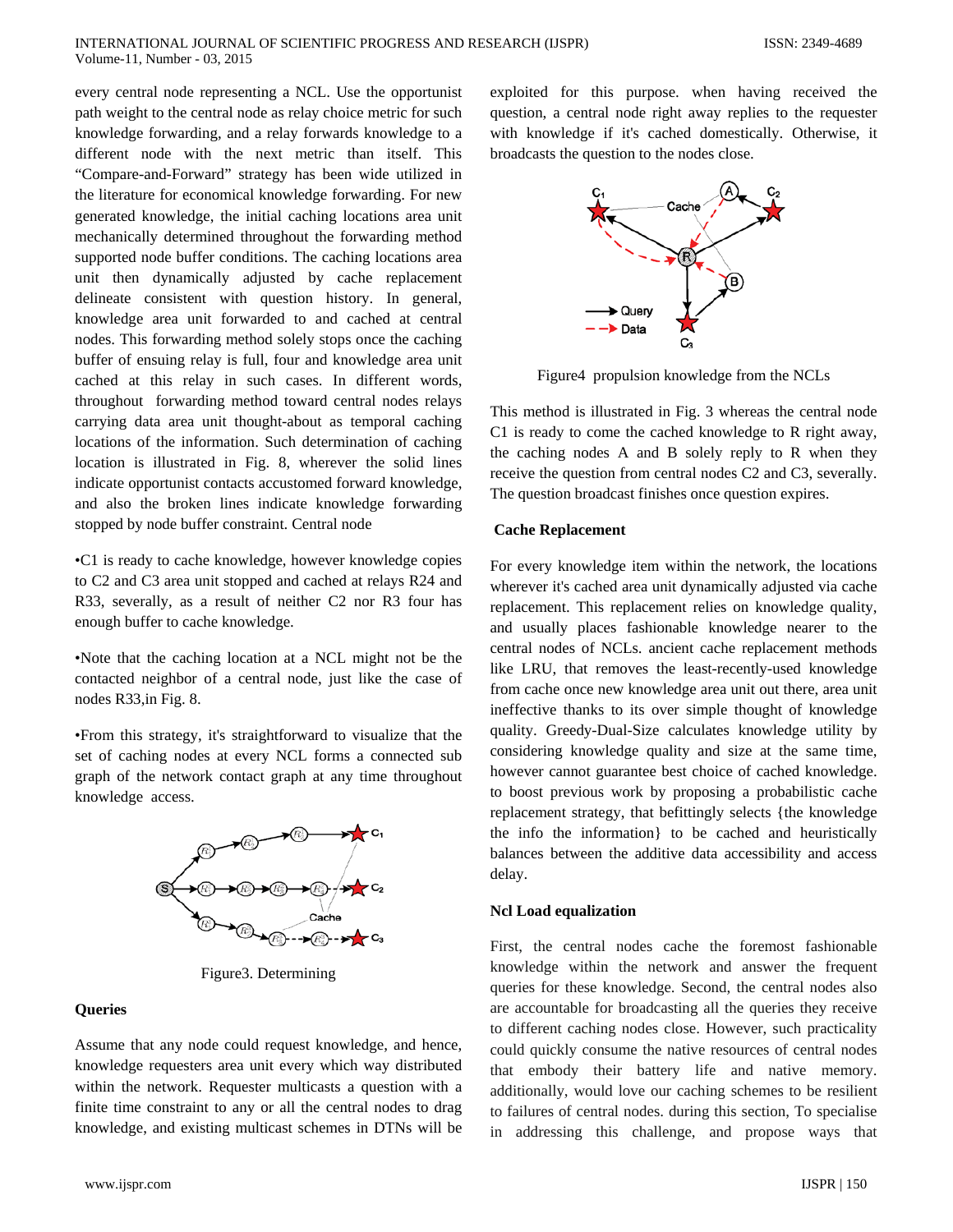every central node representing a NCL. Use the opportunist path weight to the central node as relay choice metric for such knowledge forwarding, and a relay forwards knowledge to a different node with the next metric than itself. This "Compare-and-Forward" strategy has been wide utilized in the literature for economical knowledge forwarding. For new generated knowledge, the initial caching locations area unit mechanically determined throughout the forwarding method supported node buffer conditions. The caching locations area unit then dynamically adjusted by cache replacement delineate consistent with question history. In general, knowledge area unit forwarded to and cached at central nodes. This forwarding method solely stops once the caching buffer of ensuing relay is full, four and knowledge area unit cached at this relay in such cases. In different words, throughout forwarding method toward central nodes relays carrying data area unit thought-about as temporal caching locations of the information. Such determination of caching location is illustrated in Fig. 8, wherever the solid lines indicate opportunist contacts accustomed forward knowledge, and also the broken lines indicate knowledge forwarding stopped by node buffer constraint. Central node

•C1 is ready to cache knowledge, however knowledge copies to C2 and C3 area unit stopped and cached at relays R24 and R33, severally, as a result of neither C2 nor R3 four has enough buffer to cache knowledge.

•Note that the caching location at a NCL might not be the contacted neighbor of a central node, just like the case of nodes R33,in Fig. 8.

•From this strategy, it's straightforward to visualize that the set of caching nodes at every NCL forms a connected sub graph of the network contact graph at any time throughout knowledge access.

Figure3. Determining

**Queries**

Assume that any node could request knowledge, and hence, knowledge requesters area unit every which way distributed within the network. Requester multicasts a question with a finite time constraint to any or all the central nodes to drag knowledge, and existing multicast schemes in DTNs will be exploited for this purpose. when having received the question, a central node right away replies to the requester with knowledge if it's cached domestically. Otherwise, it broadcasts the question to the nodes close.

Figure4 propulsion knowledge from the NCLs

This method is illustrated in Fig. 3 whereas the central node C1 is ready to come the cached knowledge to R right away, the caching nodes A and B solely reply to R when they receive the question from central nodes C2 and C3, severally. The question broadcast finishes once question expires.

**Cache Replacement**

For every knowledge item within the network, the locations wherever it's cached area unit dynamically adjusted via cache replacement. This replacement relies on knowledge quality, and usually places fashionable knowledge nearer to the central nodes of NCLs. ancient cache replacement methods like LRU, that removes the least-recently-used knowledge from cache once new knowledge area unit out there, area unit ineffective thanks to its over simple thought of knowledge quality. Greedy-Dual-Size calculates knowledge utility by considering knowledge quality and size at the same time, however cannot guarantee best choice of cached knowledge. to boost previous work by proposing a probabilistic cache replacement strategy, that befittingly selects {the knowledge the info the information} to be cached and heuristically balances between the additive data accessibility and access delay.

**Ncl Load equalization**

First, the central nodes cache the foremost fashionable knowledge within the network and answer the frequent queries for these knowledge. Second, the central nodes also are accountable for broadcasting all the queries they receive to different caching nodes close. However, such practicality could quickly consume the native resources of central nodes that embody their battery life and native memory. additionally, would love our caching schemes to be resilient to failures of central nodes. during this section, To specialise in addressing this challenge, and propose ways that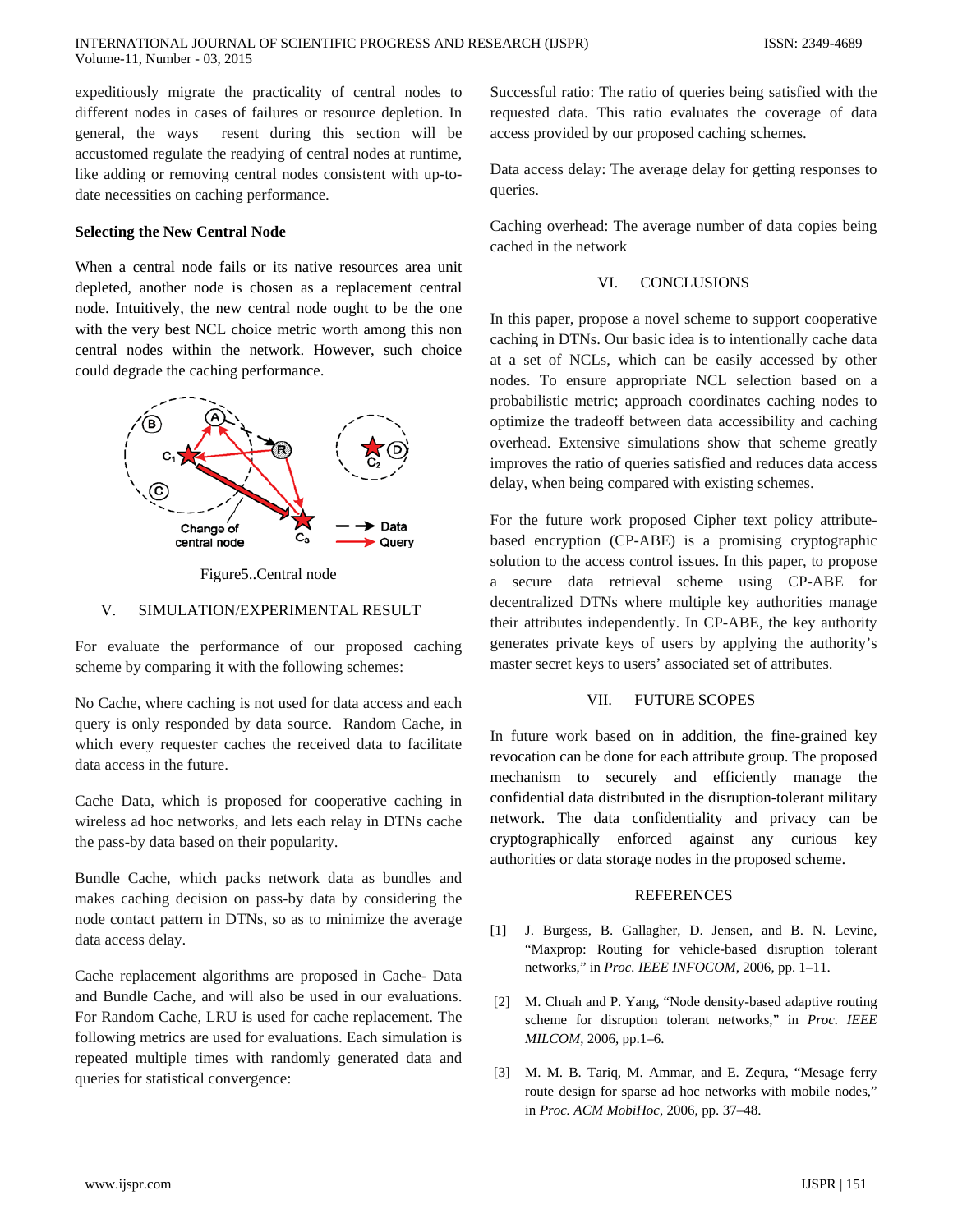expeditiously migrate the practicality of central nodes to different nodes in cases of failures or resource depletion. In general, the ways resent during this section will be accustomed regulate the readying of central nodes at runtime, like adding or removing central nodes consistent with up-to-date necessities on caching performance.

**Selecting the New Central Node**

When a central node fails or its native resources area unit depleted, another node is chosen as a replacement central node. Intuitively, the new central node ought to be the one with the very best NCL choice metric worth among this non central nodes within the network. However, such choice could degrade the caching performance.

Figure5..Central node

## V. SIMULATION/EXPERIMENTAL RESULT

For evaluate the performance of our proposed caching scheme by comparing it with the following schemes:

No Cache, where caching is not used for data access and each query is only responded by data source. Random Cache, in which every requester caches the received data to facilitate data access in the future.

Cache Data, which is proposed for cooperative caching in wireless ad hoc networks, and lets each relay in DTNs cache the pass-by data based on their popularity.

Bundle Cache, which packs network data as bundles and makes caching decision on pass-by data by considering the node contact pattern in DTNs, so as to minimize the average data access delay.

Cache replacement algorithms are proposed in Cache- Data and Bundle Cache, and will also be used in our evaluations. For Random Cache, LRU is used for cache replacement. The following metrics are used for evaluations. Each simulation is repeated multiple times with randomly generated data and queries for statistical convergence:

Successful ratio: The ratio of queries being satisfied with the requested data. This ratio evaluates the coverage of data access provided by our proposed caching schemes.

Data access delay: The average delay for getting responses to queries.

Caching overhead: The average number of data copies being cached in the network

## VI. CONCLUSIONS

In this paper, propose a novel scheme to support cooperative caching in DTNs. Our basic idea is to intentionally cache data at a set of NCLs, which can be easily accessed by other nodes. To ensure appropriate NCL selection based on a probabilistic metric; approach coordinates caching nodes to optimize the tradeoff between data accessibility and caching overhead. Extensive simulations show that scheme greatly improves the ratio of queries satisfied and reduces data access delay, when being compared with existing schemes.

For the future work proposed Cipher text policy attribute-based encryption (CP-ABE) is a promising cryptographic solution to the access control issues. In this paper, to propose a secure data retrieval scheme using CP-ABE for decentralized DTNs where multiple key authorities manage their attributes independently. In CP-ABE, the key authority generates private keys of users by applying the authority's master secret keys to users' associated set of attributes.

## VII. FUTURE SCOPES

In future work based on in addition, the fine-grained key revocation can be done for each attribute group. The proposed mechanism to securely and efficiently manage the confidential data distributed in the disruption-tolerant military network. The data confidentiality and privacy can be cryptographically enforced against any curious key authorities or data storage nodes in the proposed scheme.

## REFERENCES

[1] J. Burgess, B. Gallagher, D. Jensen, and B. N. Levine, "Maxprop: Routing for vehicle-based disruption tolerant networks," in *Proc. IEEE INFOCOM*, 2006, pp. 1–11.

[2] M. Chuah and P. Yang, "Node density-based adaptive routing scheme for disruption tolerant networks," in *Proc. IEEE MILCOM*, 2006, pp.1–6.

[3] M. M. B. Tariq, M. Ammar, and E. Zequra, "Mesage ferry route design for sparse ad hoc networks with mobile nodes," in *Proc. ACM MobiHoc*, 2006, pp. 37–48.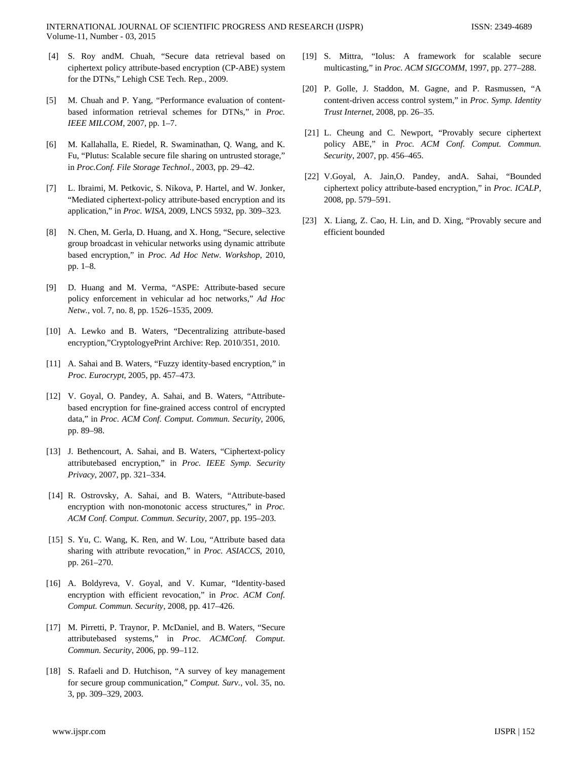[4] S. Roy andM. Chuah, “Secure data retrieval based on ciphertext policy attribute-based encryption (CP-ABE) system for the DTNs,” Lehigh CSE Tech. Rep., 2009.

[5] M. Chuah and P. Yang, “Performance evaluation of content-based information retrieval schemes for DTNs,” in *Proc. IEEE MILCOM*, 2007, pp. 1–7.

[6] M. Kallahalla, E. Riedel, R. Swaminathan, Q. Wang, and K. Fu, “Plutus: Scalable secure file sharing on untrusted storage,” in *Proc.Conf. File Storage Technol.*, 2003, pp. 29–42.

[7] L. Ibraimi, M. Petkovic, S. Nikova, P. Hartel, and W. Jonker, “Mediated ciphertext-policy attribute-based encryption and its application,” in *Proc. WISA*, 2009, LNCS 5932, pp. 309–323.

[8] N. Chen, M. Gerla, D. Huang, and X. Hong, “Secure, selective group broadcast in vehicular networks using dynamic attribute based encryption,” in *Proc. Ad Hoc Netw. Workshop*, 2010, pp. 1–8.

[9] D. Huang and M. Verma, “ASPE: Attribute-based secure policy enforcement in vehicular ad hoc networks,” *Ad Hoc Netw.*, vol. 7, no. 8, pp. 1526–1535, 2009.

[10] A. Lewko and B. Waters, “Decentralizing attribute-based encryption,”CryptologyePrint Archive: Rep. 2010/351, 2010.

[11] A. Sahai and B. Waters, “Fuzzy identity-based encryption,” in *Proc. Eurocrypt*, 2005, pp. 457–473.

[12] V. Goyal, O. Pandey, A. Sahai, and B. Waters, “Attribute-based encryption for fine-grained access control of encrypted data,” in *Proc. ACM Conf. Comput. Commun. Security*, 2006, pp. 89–98.

[13] J. Bethencourt, A. Sahai, and B. Waters, “Ciphertext-policy attributebased encryption,” in *Proc. IEEE Symp. Security Privacy*, 2007, pp. 321–334.

[14] R. Ostrovsky, A. Sahai, and B. Waters, “Attribute-based encryption with non-monotonic access structures,” in *Proc. ACM Conf. Comput. Commun. Security*, 2007, pp. 195–203.

[15] S. Yu, C. Wang, K. Ren, and W. Lou, “Attribute based data sharing with attribute revocation,” in *Proc. ASIACCS*, 2010, pp. 261–270.

[16] A. Boldyreva, V. Goyal, and V. Kumar, “Identity-based encryption with efficient revocation,” in *Proc. ACM Conf. Comput. Commun. Security*, 2008, pp. 417–426.

[17] M. Pirretti, P. Traynor, P. McDaniel, and B. Waters, “Secure attributebased systems,” in *Proc. ACMConf. Comput. Commun. Security*, 2006, pp. 99–112.

[18] S. Rafaeli and D. Hutchison, “A survey of key management for secure group communication,” *Comput. Surv.*, vol. 35, no. 3, pp. 309–329, 2003.

[19] S. Mittra, “Iolus: A framework for scalable secure multicasting,” in *Proc. ACM SIGCOMM*, 1997, pp. 277–288.

[20] P. Golle, J. Staddon, M. Gagne, and P. Rasmussen, “A content-driven access control system,” in *Proc. Symp. Identity Trust Internet*, 2008, pp. 26–35.

[21] L. Cheung and C. Newport, “Provably secure ciphertext policy ABE,” in *Proc. ACM Conf. Comput. Commun. Security*, 2007, pp. 456–465.

[22] V.Goyal, A. Jain,O. Pandey, andA. Sahai, “Bounded ciphertext policy attribute-based encryption,” in *Proc. ICALP*, 2008, pp. 579–591.

[23] X. Liang, Z. Cao, H. Lin, and D. Xing, “Provably secure and efficient bounded